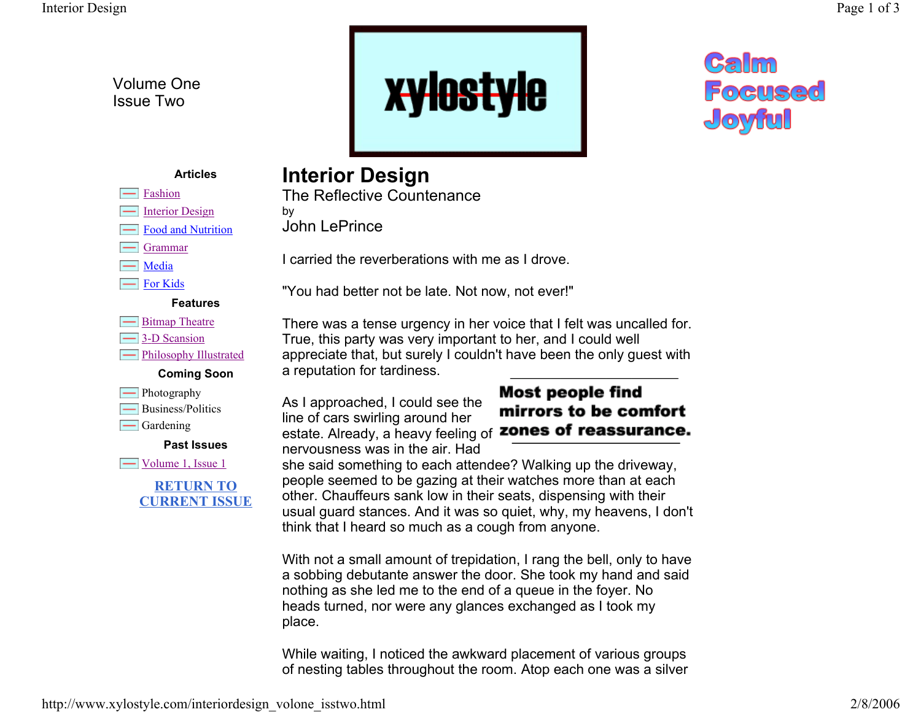Volume One
Issue Two

xylostyle

Calm
Focused
Joyful

**Articles**

- Fashion
- Interior Design
- Food and Nutrition
- Grammar
- Media
- For Kids

**Features**

- Bitmap Theatre
- 3-D Scansion
- Philosophy Illustrated

**Coming Soon**

- Photography
- Business/Politics
- Gardening

**Past Issues**

- Volume 1, Issue 1

**RETURN TO CURRENT ISSUE**

# Interior Design

## The Reflective Countenance

by

John LePrince

I carried the reverberations with me as I drove.

"You had better not be late. Not now, not ever!"

There was a tense urgency in her voice that I felt was uncalled for. True, this party was very important to her, and I could well appreciate that, but surely I couldn't have been the only guest with a reputation for tardiness.

**Most people find mirrors to be comfort zones of reassurance.**

As I approached, I could see the line of cars swirling around her estate. Already, a heavy feeling of nervousness was in the air. Had she said something to each attendee? Walking up the driveway, people seemed to be gazing at their watches more than at each other. Chauffeurs sank low in their seats, dispensing with their usual guard stances. And it was so quiet, why, my heavens, I don't think that I heard so much as a cough from anyone.

With not a small amount of trepidation, I rang the bell, only to have a sobbing debutante answer the door. She took my hand and said nothing as she led me to the end of a queue in the foyer. No heads turned, nor were any glances exchanged as I took my place.

While waiting, I noticed the awkward placement of various groups of nesting tables throughout the room. Atop each one was a silver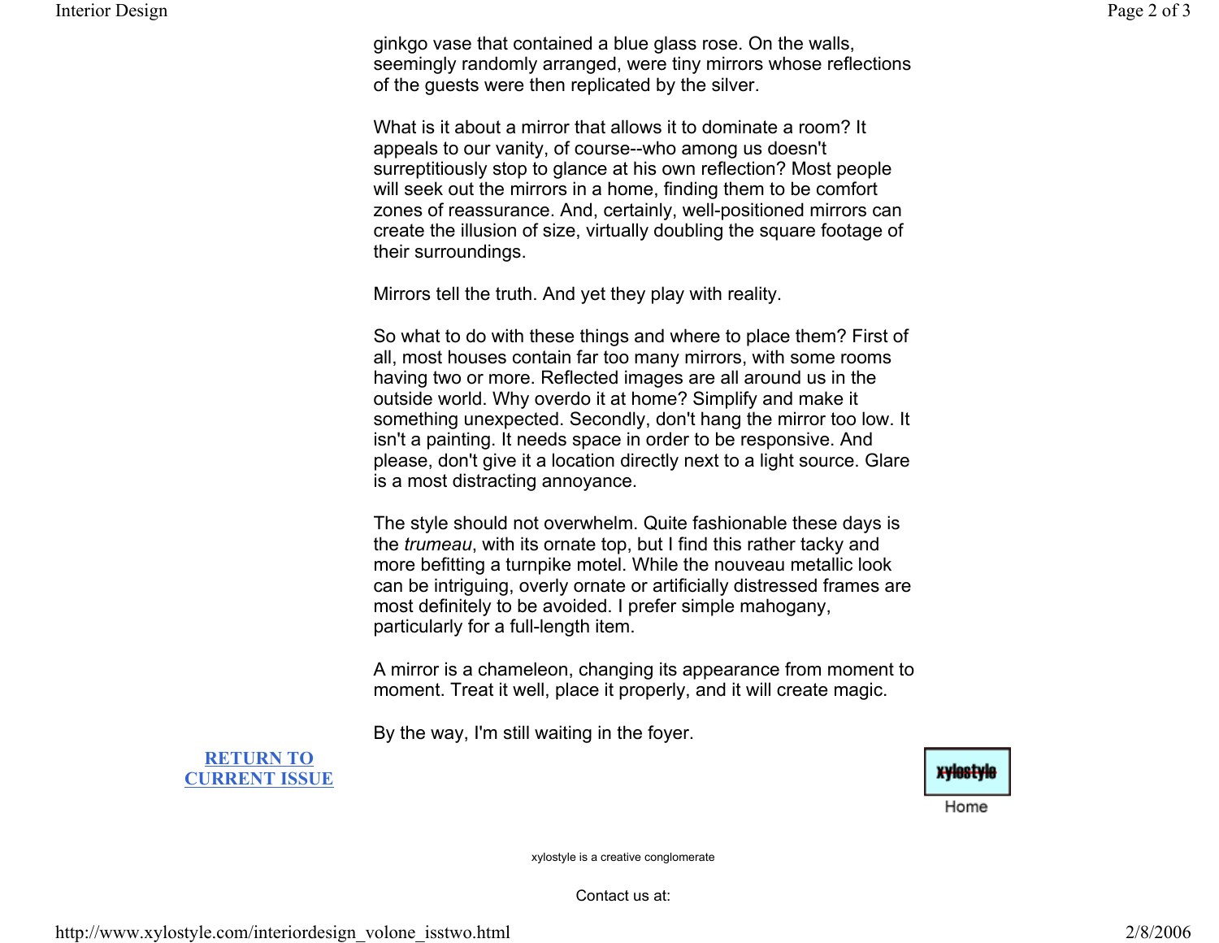ginkgo vase that contained a blue glass rose. On the walls, seemingly randomly arranged, were tiny mirrors whose reflections of the guests were then replicated by the silver.

What is it about a mirror that allows it to dominate a room? It appeals to our vanity, of course--who among us doesn't surreptitiously stop to glance at his own reflection? Most people will seek out the mirrors in a home, finding them to be comfort zones of reassurance. And, certainly, well-positioned mirrors can create the illusion of size, virtually doubling the square footage of their surroundings.

Mirrors tell the truth. And yet they play with reality.

So what to do with these things and where to place them? First of all, most houses contain far too many mirrors, with some rooms having two or more. Reflected images are all around us in the outside world. Why overdo it at home? Simplify and make it something unexpected. Secondly, don't hang the mirror too low. It isn't a painting. It needs space in order to be responsive. And please, don't give it a location directly next to a light source. Glare is a most distracting annoyance.

The style should not overwhelm. Quite fashionable these days is the *trumeau*, with its ornate top, but I find this rather tacky and more befitting a turnpike motel. While the nouveau metallic look can be intriguing, overly ornate or artificially distressed frames are most definitely to be avoided. I prefer simple mahogany, particularly for a full-length item.

A mirror is a chameleon, changing its appearance from moment to moment. Treat it well, place it properly, and it will create magic.

By the way, I'm still waiting in the foyer.

RETURN TO CURRENT ISSUE

xylostyle

Home

xylostyle is a creative conglomerate

Contact us at: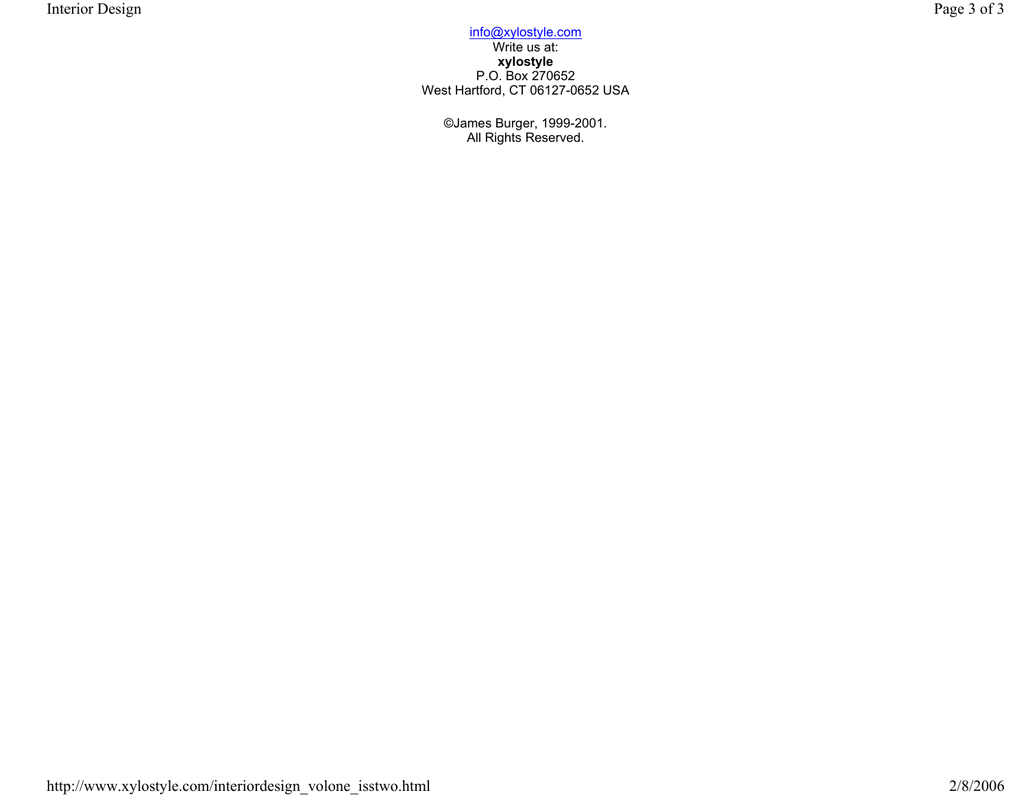[info@xylostyle.com](mailto:info@xylostyle.com)
Write us at:
**xylostyle**
P.O. Box 270652
West Hartford, CT 06127-0652 USA

©James Burger, 1999-2001.
All Rights Reserved.